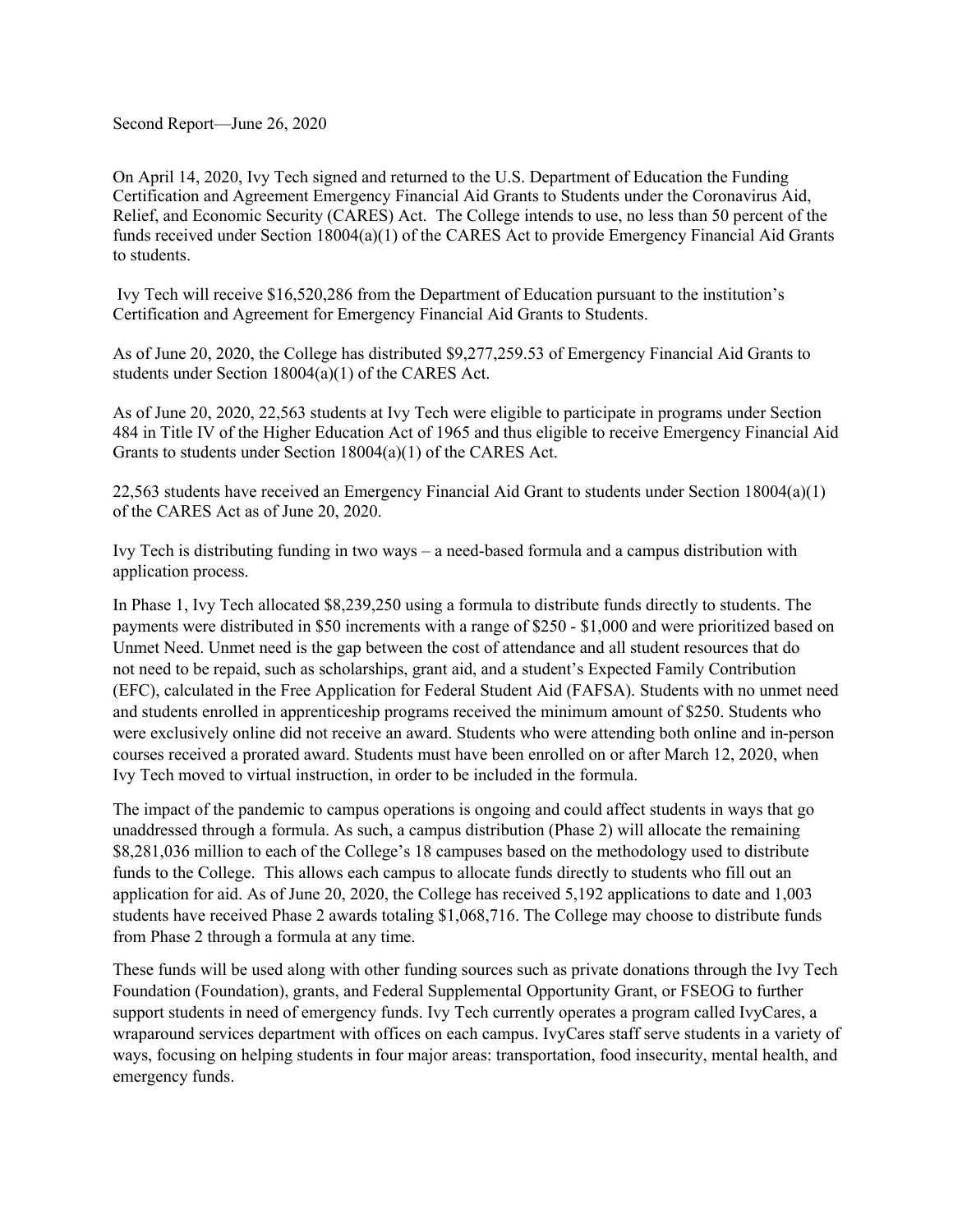Second Report—June 26, 2020

On April 14, 2020, Ivy Tech signed and returned to the U.S. Department of Education the Funding Certification and Agreement Emergency Financial Aid Grants to Students under the Coronavirus Aid, Relief, and Economic Security (CARES) Act. The College intends to use, no less than 50 percent of the funds received under Section 18004(a)(1) of the CARES Act to provide Emergency Financial Aid Grants to students.

Ivy Tech will receive $16,520,286 from the Department of Education pursuant to the institution's Certification and Agreement for Emergency Financial Aid Grants to Students.

As of June 20, 2020, the College has distributed $9,277,259.53 of Emergency Financial Aid Grants to students under Section 18004(a)(1) of the CARES Act.

As of June 20, 2020, 22,563 students at Ivy Tech were eligible to participate in programs under Section 484 in Title IV of the Higher Education Act of 1965 and thus eligible to receive Emergency Financial Aid Grants to students under Section 18004(a)(1) of the CARES Act.

22,563 students have received an Emergency Financial Aid Grant to students under Section 18004(a)(1) of the CARES Act as of June 20, 2020.

Ivy Tech is distributing funding in two ways – a need-based formula and a campus distribution with application process.

In Phase 1, Ivy Tech allocated $8,239,250 using a formula to distribute funds directly to students. The payments were distributed in $50 increments with a range of $250 - $1,000 and were prioritized based on Unmet Need. Unmet need is the gap between the cost of attendance and all student resources that do not need to be repaid, such as scholarships, grant aid, and a student's Expected Family Contribution (EFC), calculated in the Free Application for Federal Student Aid (FAFSA). Students with no unmet need and students enrolled in apprenticeship programs received the minimum amount of $250. Students who were exclusively online did not receive an award. Students who were attending both online and in-person courses received a prorated award. Students must have been enrolled on or after March 12, 2020, when Ivy Tech moved to virtual instruction, in order to be included in the formula.

The impact of the pandemic to campus operations is ongoing and could affect students in ways that go unaddressed through a formula. As such, a campus distribution (Phase 2) will allocate the remaining $8,281,036 million to each of the College's 18 campuses based on the methodology used to distribute funds to the College. This allows each campus to allocate funds directly to students who fill out an application for aid. As of June 20, 2020, the College has received 5,192 applications to date and 1,003 students have received Phase 2 awards totaling $1,068,716. The College may choose to distribute funds from Phase 2 through a formula at any time.

These funds will be used along with other funding sources such as private donations through the Ivy Tech Foundation (Foundation), grants, and Federal Supplemental Opportunity Grant, or FSEOG to further support students in need of emergency funds. Ivy Tech currently operates a program called IvyCares, a wraparound services department with offices on each campus. IvyCares staff serve students in a variety of ways, focusing on helping students in four major areas: transportation, food insecurity, mental health, and emergency funds.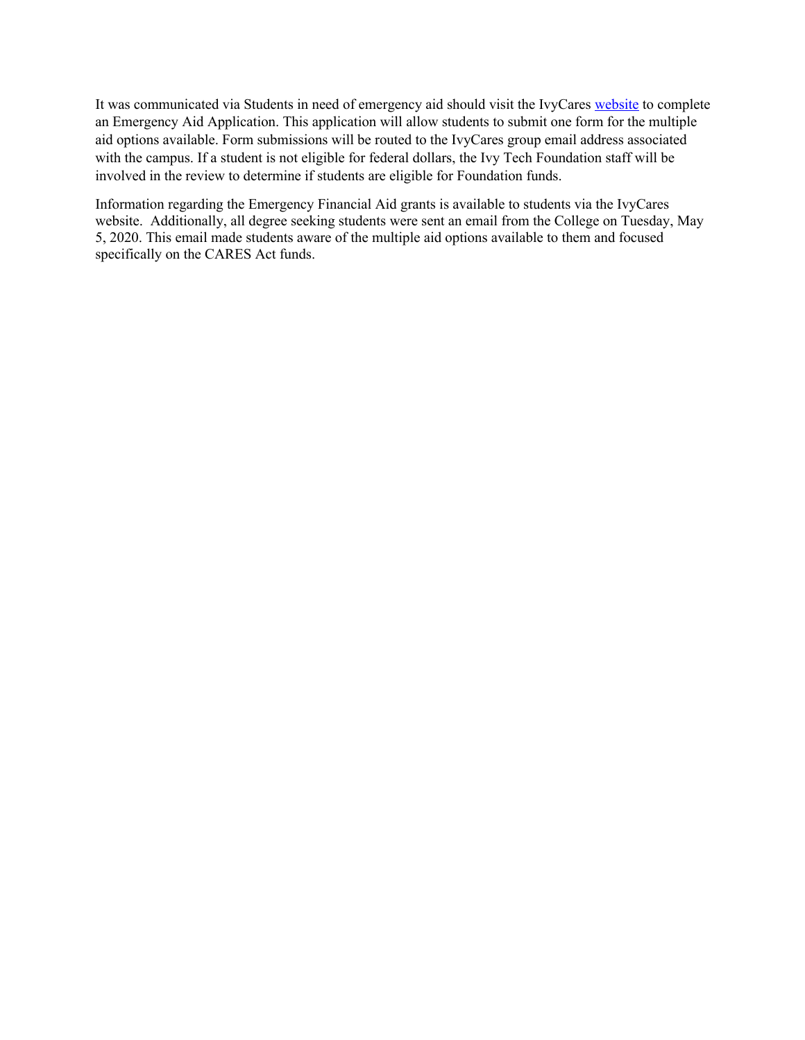It was communicated via Students in need of emergency aid should visit the IvyCares website to complete an Emergency Aid Application. This application will allow students to submit one form for the multiple aid options available. Form submissions will be routed to the IvyCares group email address associated with the campus. If a student is not eligible for federal dollars, the Ivy Tech Foundation staff will be involved in the review to determine if students are eligible for Foundation funds.

Information regarding the Emergency Financial Aid grants is available to students via the IvyCares website. Additionally, all degree seeking students were sent an email from the College on Tuesday, May 5, 2020. This email made students aware of the multiple aid options available to them and focused specifically on the CARES Act funds.